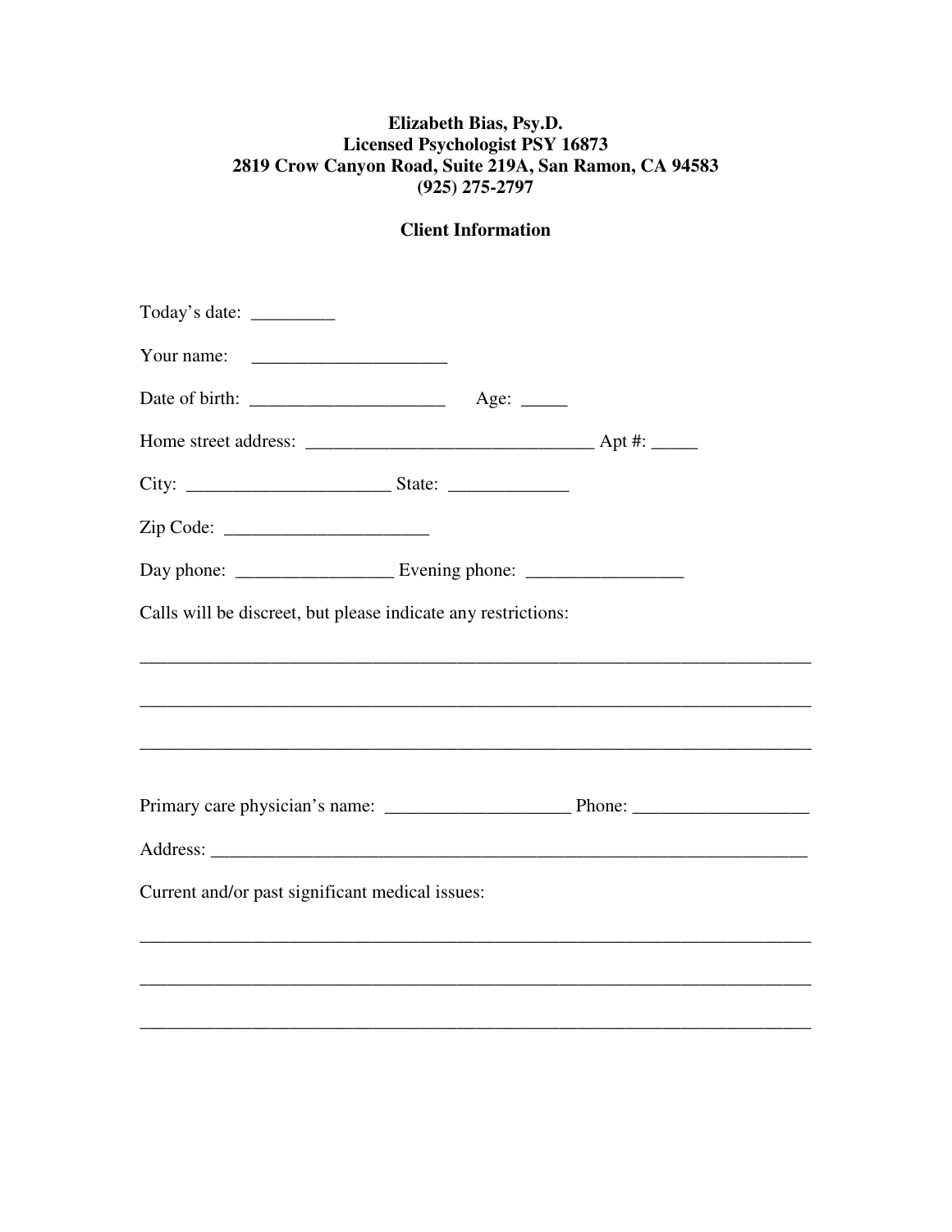**Elizabeth Bias, Psy.D.**
**Licensed Psychologist PSY 16873**
**2819 Crow Canyon Road, Suite 219A, San Ramon, CA 94583**
**(925) 275-2797**

## Client Information

Today's date: _________

Your name: ____________________

Date of birth: ____________________ Age: _____

Home street address: ______________________________ Apt #: _____

City: _____________________ State: ____________

Zip Code: _____________________

Day phone: ________________ Evening phone: ________________

Calls will be discreet, but please indicate any restrictions:

______________________________________________________________________

______________________________________________________________________

______________________________________________________________________

Primary care physician's name: ___________________ Phone: _________________

Address: __________________________________________________________

Current and/or past significant medical issues:

______________________________________________________________________

______________________________________________________________________

______________________________________________________________________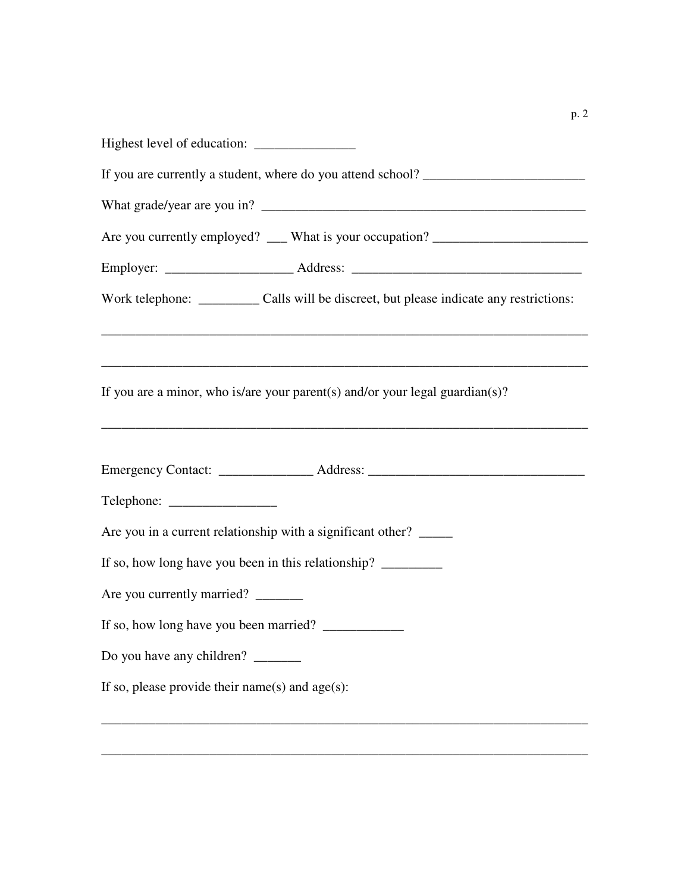Highest level of education: _______________

If you are currently a student, where do you attend school? ________________________

What grade/year are you in? __________________________________________________

Are you currently employed? ___ What is your occupation? _______________________

Employer: ___________________ Address: __________________________________

Work telephone: _________ Calls will be discreet, but please indicate any restrictions:

___________________________________________________________________________

___________________________________________________________________________

If you are a minor, who is/are your parent(s) and/or your legal guardian(s)?

___________________________________________________________________________

Emergency Contact: ______________ Address: ________________________________

Telephone: ________________

Are you in a current relationship with a significant other? _____

If so, how long have you been in this relationship? _________

Are you currently married? _______

If so, how long have you been married? ____________

Do you have any children? _______

If so, please provide their name(s) and age(s):

___________________________________________________________________________

___________________________________________________________________________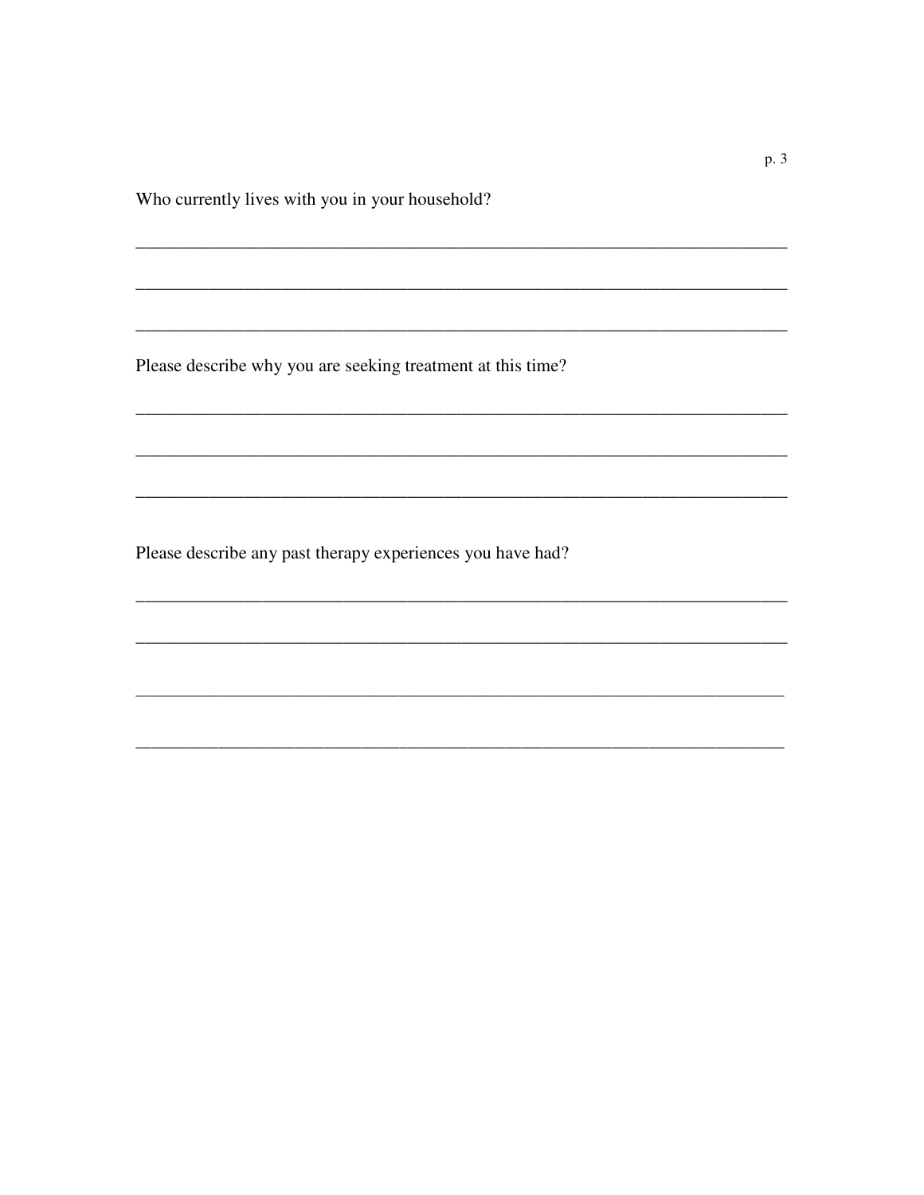Who currently lives with you in your household?

___________________________________________________________________________

___________________________________________________________________________

___________________________________________________________________________

Please describe why you are seeking treatment at this time?

___________________________________________________________________________

___________________________________________________________________________

___________________________________________________________________________

Please describe any past therapy experiences you have had?

___________________________________________________________________________

___________________________________________________________________________

___________________________________________________________________________

___________________________________________________________________________